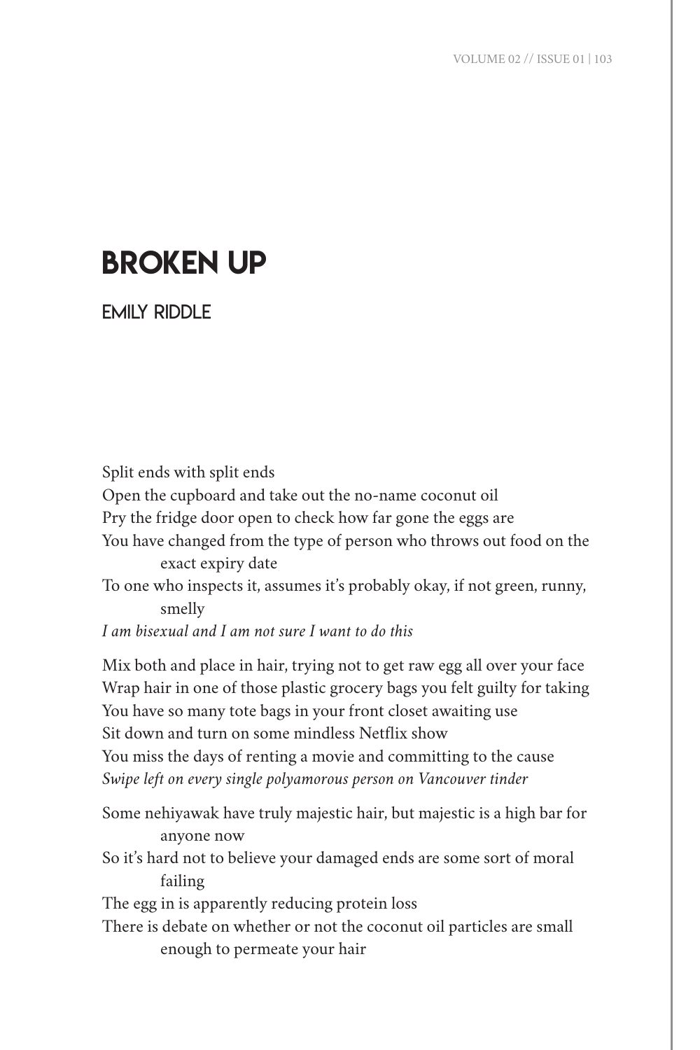# BROKEN UP

## EMILY RIDDLE

Split ends with split ends
Open the cupboard and take out the no-name coconut oil
Pry the fridge door open to check how far gone the eggs are
You have changed from the type of person who throws out food on the exact expiry date
To one who inspects it, assumes it's probably okay, if not green, runny, smelly
*I am bisexual and I am not sure I want to do this*

Mix both and place in hair, trying not to get raw egg all over your face
Wrap hair in one of those plastic grocery bags you felt guilty for taking
You have so many tote bags in your front closet awaiting use
Sit down and turn on some mindless Netflix show
You miss the days of renting a movie and committing to the cause
*Swipe left on every single polyamorous person on Vancouver tinder*

Some nehiyawak have truly majestic hair, but majestic is a high bar for anyone now
So it's hard not to believe your damaged ends are some sort of moral failing
The egg in is apparently reducing protein loss
There is debate on whether or not the coconut oil particles are small enough to permeate your hair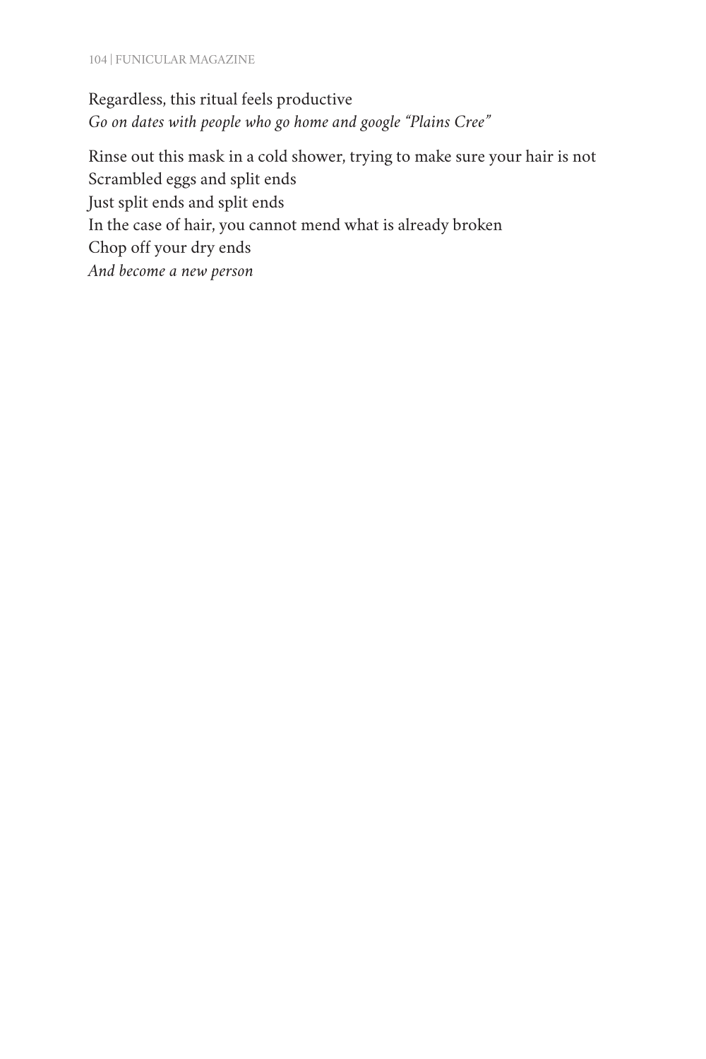Regardless, this ritual feels productive  
*Go on dates with people who go home and google "Plains Cree"*

Rinse out this mask in a cold shower, trying to make sure your hair is not  
Scrambled eggs and split ends  
Just split ends and split ends  
In the case of hair, you cannot mend what is already broken  
Chop off your dry ends  
*And become a new person*